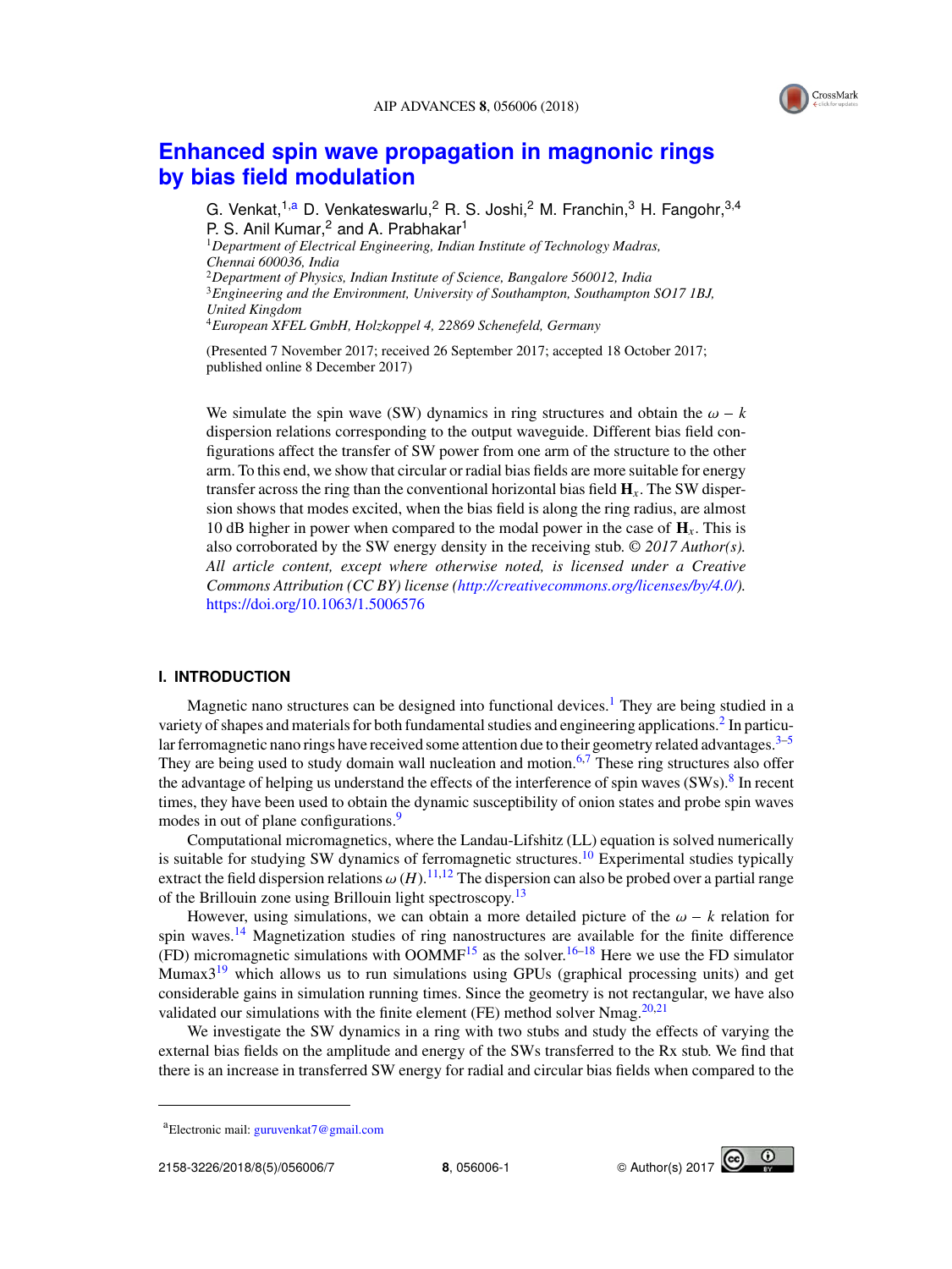# Enhanced spin wave propagation in magnonic rings by bias field modulation

G. Venkat,[1,a] D. Venkateswarlu,[2] R. S. Joshi,[2] M. Franchin,[3] H. Fangohr,[3,4] P. S. Anil Kumar,[2] and A. Prabhakar[1]

[1]*Department of Electrical Engineering, Indian Institute of Technology Madras, Chennai 600036, India*
[2]*Department of Physics, Indian Institute of Science, Bangalore 560012, India*
[3]*Engineering and the Environment, University of Southampton, Southampton SO17 1BJ, United Kingdom*
[4]*European XFEL GmbH, Holzkoppel 4, 22869 Schenefeld, Germany*

(Presented 7 November 2017; received 26 September 2017; accepted 18 October 2017; published online 8 December 2017)

We simulate the spin wave (SW) dynamics in ring structures and obtain the $\omega - k$ dispersion relations corresponding to the output waveguide. Different bias field configurations affect the transfer of SW power from one arm of the structure to the other arm. To this end, we show that circular or radial bias fields are more suitable for energy transfer across the ring than the conventional horizontal bias field $\mathbf{H}_x$. The SW dispersion shows that modes excited, when the bias field is along the ring radius, are almost 10 dB higher in power when compared to the modal power in the case of $\mathbf{H}_x$. This is also corroborated by the SW energy density in the receiving stub. *© 2017 Author(s). All article content, except where otherwise noted, is licensed under a Creative Commons Attribution (CC BY) license (http://creativecommons.org/licenses/by/4.0/).* https://doi.org/10.1063/1.5006576

## I. INTRODUCTION

Magnetic nano structures can be designed into functional devices.[1] They are being studied in a variety of shapes and materials for both fundamental studies and engineering applications.[2] In particular ferromagnetic nano rings have received some attention due to their geometry related advantages.[3–5] They are being used to study domain wall nucleation and motion.[6,7] These ring structures also offer the advantage of helping us understand the effects of the interference of spin waves (SWs).[8] In recent times, they have been used to obtain the dynamic susceptibility of onion states and probe spin waves modes in out of plane configurations.[9]

Computational micromagnetics, where the Landau-Lifshitz (LL) equation is solved numerically is suitable for studying SW dynamics of ferromagnetic structures.[10] Experimental studies typically extract the field dispersion relations $\omega(H)$.[11,12] The dispersion can also be probed over a partial range of the Brillouin zone using Brillouin light spectroscopy.[13]

However, using simulations, we can obtain a more detailed picture of the $\omega - k$ relation for spin waves.[14] Magnetization studies of ring nanostructures are available for the finite difference (FD) micromagnetic simulations with OOMMF[15] as the solver.[16–18] Here we use the FD simulator Mumax3[19] which allows us to run simulations using GPUs (graphical processing units) and get considerable gains in simulation running times. Since the geometry is not rectangular, we have also validated our simulations with the finite element (FE) method solver Nmag.[20,21]

We investigate the SW dynamics in a ring with two stubs and study the effects of varying the external bias fields on the amplitude and energy of the SWs transferred to the Rx stub. We find that there is an increase in transferred SW energy for radial and circular bias fields when compared to the

[a]Electronic mail: guruvenkat7@gmail.com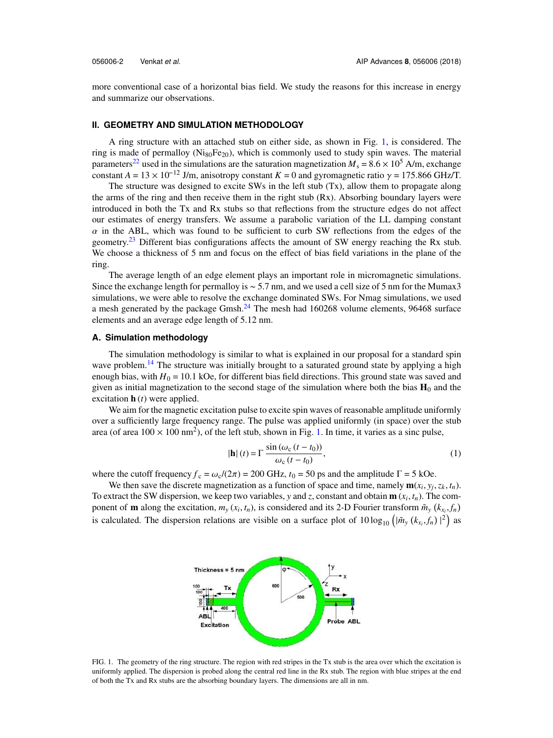more conventional case of a horizontal bias field. We study the reasons for this increase in energy and summarize our observations.

## II. GEOMETRY AND SIMULATION METHODOLOGY

A ring structure with an attached stub on either side, as shown in Fig. 1, is considered. The ring is made of permalloy ($Ni_{80}Fe_{20}$), which is commonly used to study spin waves. The material parameters[22] used in the simulations are the saturation magnetization $M_s = 8.6 \times 10^5$ A/m, exchange constant $A = 13 \times 10^{-12}$ J/m, anisotropy constant $K = 0$ and gyromagnetic ratio $\gamma = 175.866$ GHz/T.

The structure was designed to excite SWs in the left stub (Tx), allow them to propagate along the arms of the ring and then receive them in the right stub (Rx). Absorbing boundary layers were introduced in both the Tx and Rx stubs so that reflections from the structure edges do not affect our estimates of energy transfers. We assume a parabolic variation of the LL damping constant $\alpha$ in the ABL, which was found to be sufficient to curb SW reflections from the edges of the geometry.[23] Different bias configurations affects the amount of SW energy reaching the Rx stub. We choose a thickness of 5 nm and focus on the effect of bias field variations in the plane of the ring.

The average length of an edge element plays an important role in micromagnetic simulations. Since the exchange length for permalloy is ∼ 5.7 nm, and we used a cell size of 5 nm for the Mumax3 simulations, we were able to resolve the exchange dominated SWs. For Nmag simulations, we used a mesh generated by the package Gmsh.[24] The mesh had 160268 volume elements, 96468 surface elements and an average edge length of 5.12 nm.

### A. Simulation methodology

The simulation methodology is similar to what is explained in our proposal for a standard spin wave problem.[14] The structure was initially brought to a saturated ground state by applying a high enough bias, with $H_0 = 10.1$ kOe, for different bias field directions. This ground state was saved and given as initial magnetization to the second stage of the simulation where both the bias $\mathbf{H}_0$ and the excitation $\mathbf{h}(t)$ were applied.

We aim for the magnetic excitation pulse to excite spin waves of reasonable amplitude uniformly over a sufficiently large frequency range. The pulse was applied uniformly (in space) over the stub area (of area $100 \times 100$ nm$^2$), of the left stub, shown in Fig. 1. In time, it varies as a sinc pulse,

$$|\mathbf{h}|(t) = \Gamma \frac{\sin(\omega_c (t - t_0))}{\omega_c (t - t_0)}, \tag{1}$$

where the cutoff frequency $f_c = \omega_c/(2\pi) = 200$ GHz, $t_0 = 50$ ps and the amplitude $\Gamma = 5$ kOe.

We then save the discrete magnetization as a function of space and time, namely $\mathbf{m}(x_i, y_j, z_k, t_n)$. To extract the SW dispersion, we keep two variables, $y$ and $z$, constant and obtain $\mathbf{m}(x_i, t_n)$. The component of $\mathbf{m}$ along the excitation, $m_y(x_i, t_n)$, is considered and its 2-D Fourier transform $\tilde{m}_y(k_{x_i}, f_n)$ is calculated. The dispersion relations are visible on a surface plot of $10\log_{10}\left(|\tilde{m}_y(k_{x_i}, f_n)|^2\right)$ as

Thickness = 5 nm
100
100
100
Tx
400
ABL
Excitation
600
φ
500
y
x
z
Rx
Probe ABL

FIG. 1. The geometry of the ring structure. The region with red stripes in the Tx stub is the area over which the excitation is uniformly applied. The dispersion is probed along the central red line in the Rx stub. The region with blue stripes at the end of both the Tx and Rx stubs are the absorbing boundary layers. The dimensions are all in nm.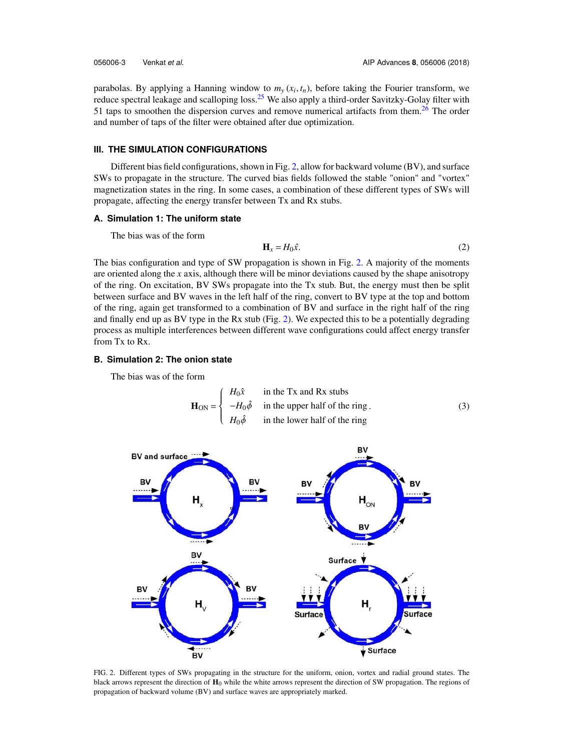parabolas. By applying a Hanning window to $m_y(x_i, t_n)$, before taking the Fourier transform, we reduce spectral leakage and scalloping loss.[25] We also apply a third-order Savitzky-Golay filter with 51 taps to smoothen the dispersion curves and remove numerical artifacts from them.[26] The order and number of taps of the filter were obtained after due optimization.

## III. THE SIMULATION CONFIGURATIONS

Different bias field configurations, shown in Fig. 2, allow for backward volume (BV), and surface SWs to propagate in the structure. The curved bias fields followed the stable "onion" and "vortex" magnetization states in the ring. In some cases, a combination of these different types of SWs will propagate, affecting the energy transfer between Tx and Rx stubs.

### A. Simulation 1: The uniform state

The bias was of the form

$$\mathbf{H}_x = H_0\hat{x}. \tag{2}$$

The bias configuration and type of SW propagation is shown in Fig. 2. A majority of the moments are oriented along the $x$ axis, although there will be minor deviations caused by the shape anisotropy of the ring. On excitation, BV SWs propagate into the Tx stub. But, the energy must then be split between surface and BV waves in the left half of the ring, convert to BV type at the top and bottom of the ring, again get transformed to a combination of BV and surface in the right half of the ring and finally end up as BV type in the Rx stub (Fig. 2). We expected this to be a potentially degrading process as multiple interferences between different wave configurations could affect energy transfer from Tx to Rx.

### B. Simulation 2: The onion state

The bias was of the form

$$\mathbf{H}_{\mathrm{ON}} = \begin{cases} H_0\hat{x} & \text{in the Tx and Rx stubs} \\ -H_0\hat{\phi} & \text{in the upper half of the ring} \\ H_0\hat{\phi} & \text{in the lower half of the ring} \end{cases}. \tag{3}$$

BV and surface
BV
BV
$\mathrm{H_x}$
BV
BV
BV
$\mathrm{H_{ON}}$
BV
BV
BV
BV
$\mathrm{H_V}$
BV
Surface
Surface
Surface
$\mathrm{H_r}$
Surface

FIG. 2. Different types of SWs propagating in the structure for the uniform, onion, vortex and radial ground states. The black arrows represent the direction of $\mathbf{H}_0$ while the white arrows represent the direction of SW propagation. The regions of propagation of backward volume (BV) and surface waves are appropriately marked.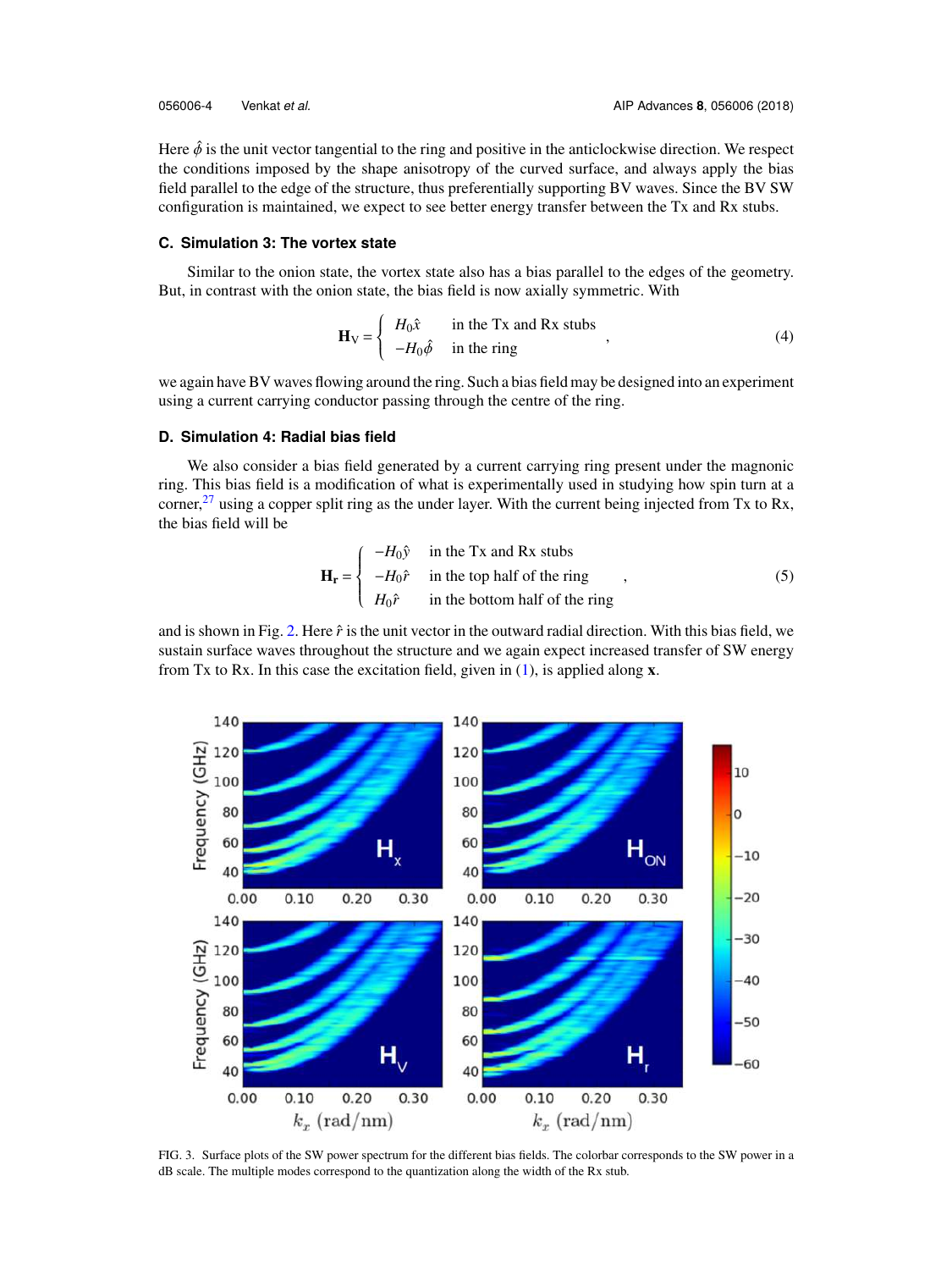Here $\hat{\phi}$ is the unit vector tangential to the ring and positive in the anticlockwise direction. We respect the conditions imposed by the shape anisotropy of the curved surface, and always apply the bias field parallel to the edge of the structure, thus preferentially supporting BV waves. Since the BV SW configuration is maintained, we expect to see better energy transfer between the Tx and Rx stubs.

### C. Simulation 3: The vortex state

Similar to the onion state, the vortex state also has a bias parallel to the edges of the geometry. But, in contrast with the onion state, the bias field is now axially symmetric. With

$$\mathbf{H}_{\mathrm{V}} = \begin{cases} H_0\hat{x} & \text{in the Tx and Rx stubs} \\ -H_0\hat{\phi} & \text{in the ring} \end{cases}, \tag{4}$$

we again have BV waves flowing around the ring. Such a bias field may be designed into an experiment using a current carrying conductor passing through the centre of the ring.

### D. Simulation 4: Radial bias field

We also consider a bias field generated by a current carrying ring present under the magnonic ring. This bias field is a modification of what is experimentally used in studying how spin turn at a corner,[27] using a copper split ring as the under layer. With the current being injected from Tx to Rx, the bias field will be

$$\mathbf{H}_{\mathbf{r}} = \begin{cases} -H_0\hat{y} & \text{in the Tx and Rx stubs} \\ -H_0\hat{r} & \text{in the top half of the ring} \\ H_0\hat{r} & \text{in the bottom half of the ring} \end{cases}, \tag{5}$$

and is shown in Fig. 2. Here $\hat{r}$ is the unit vector in the outward radial direction. With this bias field, we sustain surface waves throughout the structure and we again expect increased transfer of SW energy from Tx to Rx. In this case the excitation field, given in (1), is applied along $\mathbf{x}$.

Frequency (GHz)
140
120
100
80
60
40
0.00 0.10 0.20 0.30
$k_x$ (rad/nm)
$\mathbf{H}_{\mathrm{x}}$
$\mathbf{H}_{\mathrm{ON}}$
$\mathbf{H}_{\mathrm{V}}$
$\mathbf{H}_{\mathrm{r}}$
10
0
−10
−20
−30
−40
−50
−60

FIG. 3. Surface plots of the SW power spectrum for the different bias fields. The colorbar corresponds to the SW power in a dB scale. The multiple modes correspond to the quantization along the width of the Rx stub.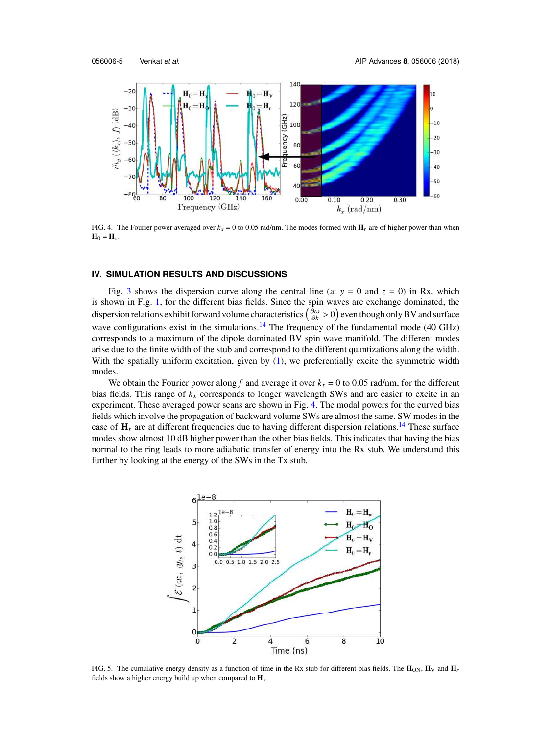$\tilde{m}_y\,(\langle k_x \rangle, f)$ (dB)

-20
-30
-40
-50
-60
-70
-80

60 80 100 120 140 160

Frequency (GHz)

$\mathbf{H}_0 = \mathbf{H}_x$
$\mathbf{H}_0 = \mathbf{H}_O$
$\mathbf{H}_0 = \mathbf{H}_V$
$\mathbf{H}_0 = \mathbf{H}_r$

Frequency (GHz)

140 120 100 80 60 40

0.00 0.10 0.20 0.30

$k_x$ (rad/nm)

10 0 −10 −20 −30 −40 −50 −60

FIG. 4. The Fourier power averaged over $k_x = 0$ to 0.05 rad/nm. The modes formed with $\mathbf{H}_r$ are of higher power than when $\mathbf{H}_0 = \mathbf{H}_x$.

## IV. SIMULATION RESULTS AND DISCUSSIONS

Fig. 3 shows the dispersion curve along the central line (at $y = 0$ and $z = 0$) in Rx, which is shown in Fig. 1, for the different bias fields. Since the spin waves are exchange dominated, the dispersion relations exhibit forward volume characteristics $\left(\frac{\partial \omega}{\partial k} > 0\right)$ even though only BV and surface wave configurations exist in the simulations.[14] The frequency of the fundamental mode (40 GHz) corresponds to a maximum of the dipole dominated BV spin wave manifold. The different modes arise due to the finite width of the stub and correspond to the different quantizations along the width. With the spatially uniform excitation, given by (1), we preferentially excite the symmetric width modes.

We obtain the Fourier power along $f$ and average it over $k_x = 0$ to 0.05 rad/nm, for the different bias fields. This range of $k_x$ corresponds to longer wavelength SWs and are easier to excite in an experiment. These averaged power scans are shown in Fig. 4. The modal powers for the curved bias fields which involve the propagation of backward volume SWs are almost the same. SW modes in the case of $\mathbf{H}_r$ are at different frequencies due to having different dispersion relations.[14] These surface modes show almost 10 dB higher power than the other bias fields. This indicates that having the bias normal to the ring leads to more adiabatic transfer of energy into the Rx stub. We understand this further by looking at the energy of the SWs in the Tx stub.

$\int \mathcal{E}\,(x, y, t)\, \mathrm{d}t$

1e−8

6 5 4 3 2 1 0

0 2 4 6 8 10

Time (ns)

1.2 1e−8
1.0 0.8 0.6 0.4 0.2 0.0
0.0 0.5 1.0 1.5 2.0 2.5

$\mathbf{H}_0 = \mathbf{H}_x$
$\mathbf{H}_0 = \mathbf{H}_O$
$\mathbf{H}_0 = \mathbf{H}_V$
$\mathbf{H}_0 = \mathbf{H}_r$

FIG. 5. The cumulative energy density as a function of time in the Rx stub for different bias fields. The $\mathbf{H}_{ON}$, $\mathbf{H}_V$ and $\mathbf{H}_r$ fields show a higher energy build up when compared to $\mathbf{H}_x$.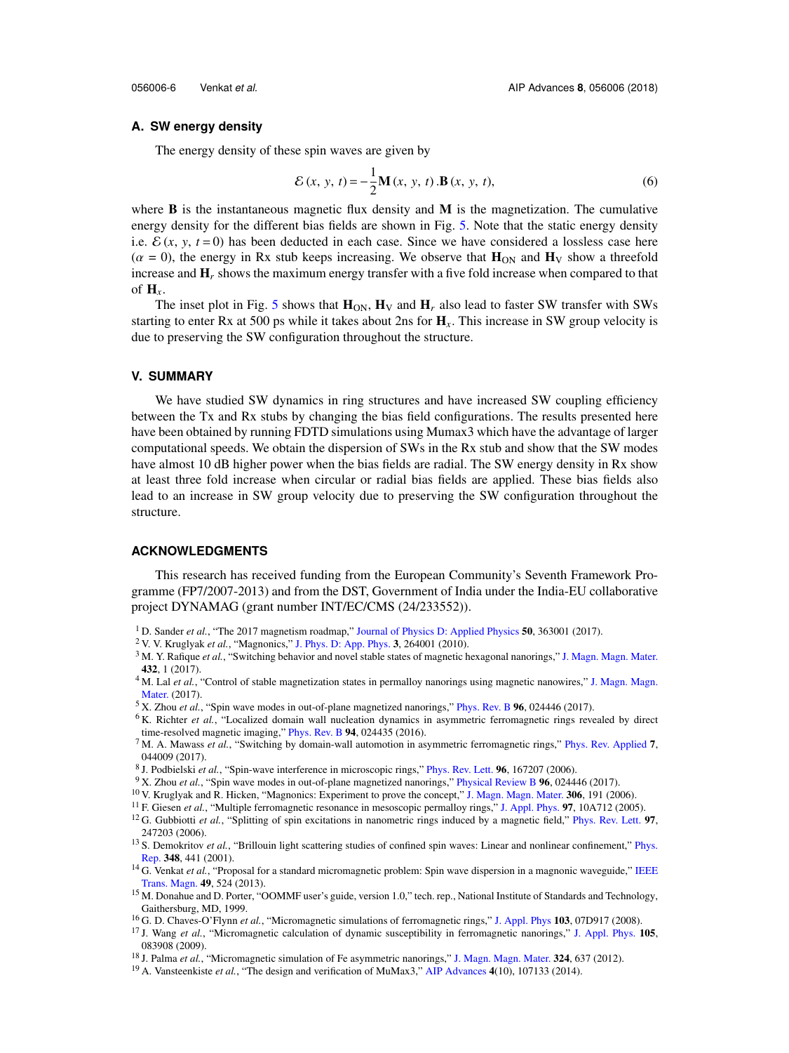### A. SW energy density

The energy density of these spin waves are given by

$$\mathcal{E}(x, y, t) = -\frac{1}{2}\mathbf{M}(x, y, t).\mathbf{B}(x, y, t), \tag{6}$$

where $\mathbf{B}$ is the instantaneous magnetic flux density and $\mathbf{M}$ is the magnetization. The cumulative energy density for the different bias fields are shown in Fig. 5. Note that the static energy density i.e. $\mathcal{E}(x, y, t = 0)$ has been deducted in each case. Since we have considered a lossless case here ($\alpha = 0$), the energy in Rx stub keeps increasing. We observe that $\mathbf{H}_{\text{ON}}$ and $\mathbf{H}_{\text{V}}$ show a threefold increase and $\mathbf{H}_r$ shows the maximum energy transfer with a five fold increase when compared to that of $\mathbf{H}_x$.

The inset plot in Fig. 5 shows that $\mathbf{H}_{\text{ON}}$, $\mathbf{H}_{\text{V}}$ and $\mathbf{H}_r$ also lead to faster SW transfer with SWs starting to enter Rx at 500 ps while it takes about 2ns for $\mathbf{H}_x$. This increase in SW group velocity is due to preserving the SW configuration throughout the structure.

## V. SUMMARY

We have studied SW dynamics in ring structures and have increased SW coupling efficiency between the Tx and Rx stubs by changing the bias field configurations. The results presented here have been obtained by running FDTD simulations using Mumax3 which have the advantage of larger computational speeds. We obtain the dispersion of SWs in the Rx stub and show that the SW modes have almost 10 dB higher power when the bias fields are radial. The SW energy density in Rx show at least three fold increase when circular or radial bias fields are applied. These bias fields also lead to an increase in SW group velocity due to preserving the SW configuration throughout the structure.

## ACKNOWLEDGMENTS

This research has received funding from the European Community's Seventh Framework Programme (FP7/2007-2013) and from the DST, Government of India under the India-EU collaborative project DYNAMAG (grant number INT/EC/CMS (24/233552)).

[1] D. Sander *et al.*, "The 2017 magnetism roadmap," Journal of Physics D: Applied Physics **50**, 363001 (2017).
[2] V. V. Kruglyak *et al.*, "Magnonics," J. Phys. D: App. Phys. **3**, 264001 (2010).
[3] M. Y. Rafique *et al.*, "Switching behavior and novel stable states of magnetic hexagonal nanorings," J. Magn. Magn. Mater. **432**, 1 (2017).
[4] M. Lal *et al.*, "Control of stable magnetization states in permalloy nanorings using magnetic nanowires," J. Magn. Magn. Mater. (2017).
[5] X. Zhou *et al.*, "Spin wave modes in out-of-plane magnetized nanorings," Phys. Rev. B **96**, 024446 (2017).
[6] K. Richter *et al.*, "Localized domain wall nucleation dynamics in asymmetric ferromagnetic rings revealed by direct time-resolved magnetic imaging," Phys. Rev. B **94**, 024435 (2016).
[7] M. A. Mawass *et al.*, "Switching by domain-wall automotion in asymmetric ferromagnetic rings," Phys. Rev. Applied **7**, 044009 (2017).
[8] J. Podbielski *et al.*, "Spin-wave interference in microscopic rings," Phys. Rev. Lett. **96**, 167207 (2006).
[9] X. Zhou *et al.*, "Spin wave modes in out-of-plane magnetized nanorings," Physical Review B **96**, 024446 (2017).
[10] V. Kruglyak and R. Hicken, "Magnonics: Experiment to prove the concept," J. Magn. Magn. Mater. **306**, 191 (2006).
[11] F. Giesen *et al.*, "Multiple ferromagnetic resonance in mesoscopic permalloy rings," J. Appl. Phys. **97**, 10A712 (2005).
[12] G. Gubbiotti *et al.*, "Splitting of spin excitations in nanometric rings induced by a magnetic field," Phys. Rev. Lett. **97**, 247203 (2006).
[13] S. Demokritov *et al.*, "Brillouin light scattering studies of confined spin waves: Linear and nonlinear confinement," Phys. Rep. **348**, 441 (2001).
[14] G. Venkat *et al.*, "Proposal for a standard micromagnetic problem: Spin wave dispersion in a magnonic waveguide," IEEE Trans. Magn. **49**, 524 (2013).
[15] M. Donahue and D. Porter, "OOMMF user's guide, version 1.0," tech. rep., National Institute of Standards and Technology, Gaithersburg, MD, 1999.
[16] G. D. Chaves-O'Flynn *et al.*, "Micromagnetic simulations of ferromagnetic rings," J. Appl. Phys **103**, 07D917 (2008).
[17] J. Wang *et al.*, "Micromagnetic calculation of dynamic susceptibility in ferromagnetic nanorings," J. Appl. Phys. **105**, 083908 (2009).
[18] J. Palma *et al.*, "Micromagnetic simulation of Fe asymmetric nanorings," J. Magn. Magn. Mater. **324**, 637 (2012).
[19] A. Vansteenkiste *et al.*, "The design and verification of MuMax3," AIP Advances **4**(10), 107133 (2014).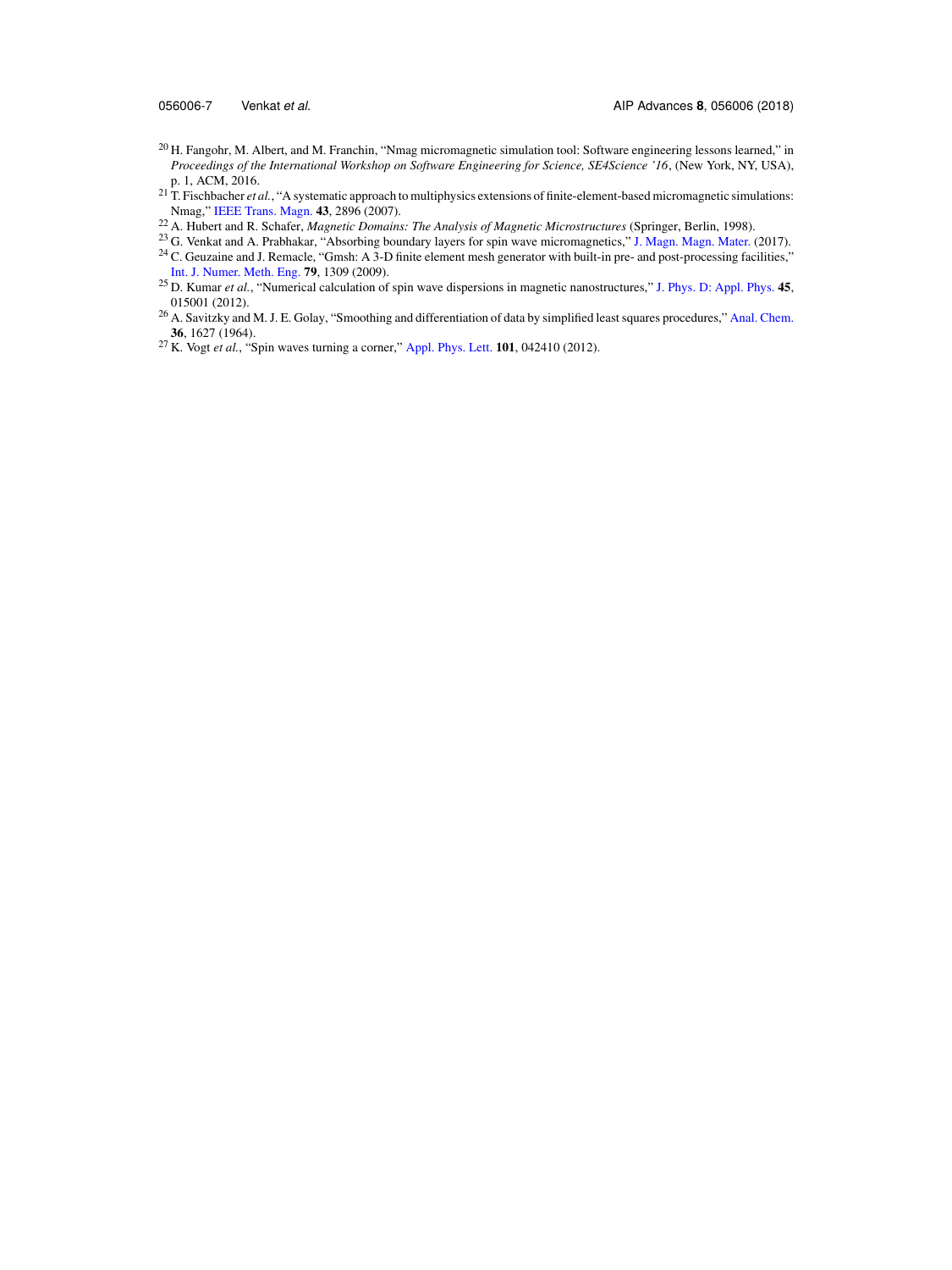[20] H. Fangohr, M. Albert, and M. Franchin, "Nmag micromagnetic simulation tool: Software engineering lessons learned," in *Proceedings of the International Workshop on Software Engineering for Science, SE4Science '16*, (New York, NY, USA), p. 1, ACM, 2016.

[21] T. Fischbacher *et al.*, "A systematic approach to multiphysics extensions of finite-element-based micromagnetic simulations: Nmag," IEEE Trans. Magn. **43**, 2896 (2007).

[22] A. Hubert and R. Schafer, *Magnetic Domains: The Analysis of Magnetic Microstructures* (Springer, Berlin, 1998).

[23] G. Venkat and A. Prabhakar, "Absorbing boundary layers for spin wave micromagnetics," J. Magn. Magn. Mater. (2017).

[24] C. Geuzaine and J. Remacle, "Gmsh: A 3-D finite element mesh generator with built-in pre- and post-processing facilities," Int. J. Numer. Meth. Eng. **79**, 1309 (2009).

[25] D. Kumar *et al.*, "Numerical calculation of spin wave dispersions in magnetic nanostructures," J. Phys. D: Appl. Phys. **45**, 015001 (2012).

[26] A. Savitzky and M. J. E. Golay, "Smoothing and differentiation of data by simplified least squares procedures," Anal. Chem. **36**, 1627 (1964).

[27] K. Vogt *et al.*, "Spin waves turning a corner," Appl. Phys. Lett. **101**, 042410 (2012).